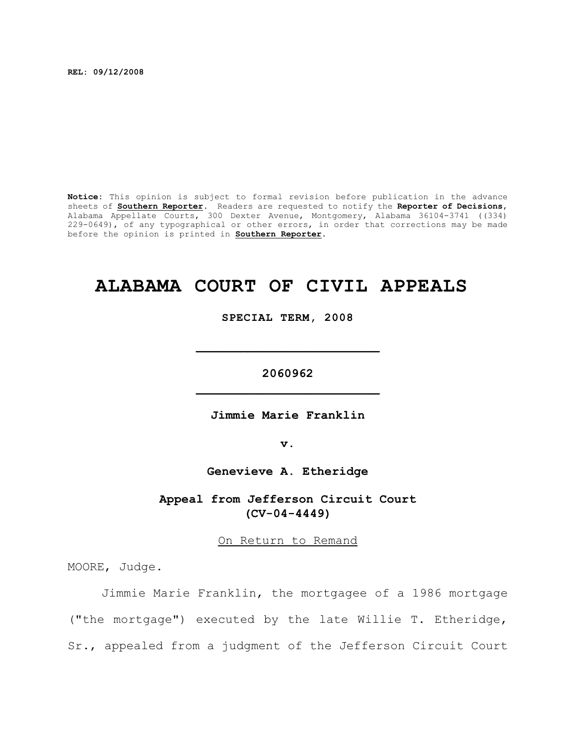REL: 09/12/2008

**Notice:** This opinion is subject to formal revision before publication in the advance sheets of **Southern Reporter**. Readers are requested to notify the **Reporter of Decisions**, Alabama Appellate Courts, 300 Dexter Avenue, Montgomery, Alabama 36104-3741 ((334) 229-0649), of any typographical or other errors, in order that corrections may be made before the opinion is printed in **Southern Reporter**.

# ALABAMA COURT OF CIVIL APPEALS

**SPECIAL TERM, 2008**

---

**2060962**

---

**Jimmie Marie Franklin**

**v.**

**Genevieve A. Etheridge**

**Appeal from Jefferson Circuit Court (CV-04-4449)**

On Return to Remand

MOORE, Judge.

Jimmie Marie Franklin, the mortgagee of a 1986 mortgage ("the mortgage") executed by the late Willie T. Etheridge, Sr., appealed from a judgment of the Jefferson Circuit Court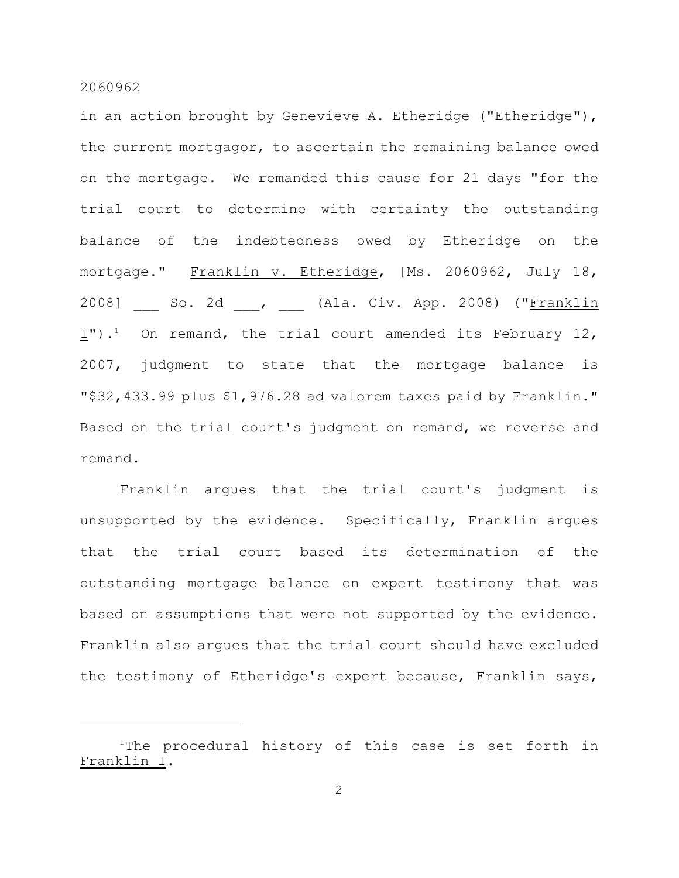in an action brought by Genevieve A. Etheridge ("Etheridge"), the current mortgagor, to ascertain the remaining balance owed on the mortgage. We remanded this cause for 21 days "for the trial court to determine with certainty the outstanding balance of the indebtedness owed by Etheridge on the mortgage." Franklin v. Etheridge, [Ms. 2060962, July 18, 2008] ___ So. 2d ___, ___ (Ala. Civ. App. 2008) ("Franklin I").[1] On remand, the trial court amended its February 12, 2007, judgment to state that the mortgage balance is "$32,433.99 plus $1,976.28 ad valorem taxes paid by Franklin." Based on the trial court's judgment on remand, we reverse and remand.

Franklin argues that the trial court's judgment is unsupported by the evidence. Specifically, Franklin argues that the trial court based its determination of the outstanding mortgage balance on expert testimony that was based on assumptions that were not supported by the evidence. Franklin also argues that the trial court should have excluded the testimony of Etheridge's expert because, Franklin says,

---

[1]The procedural history of this case is set forth in Franklin I.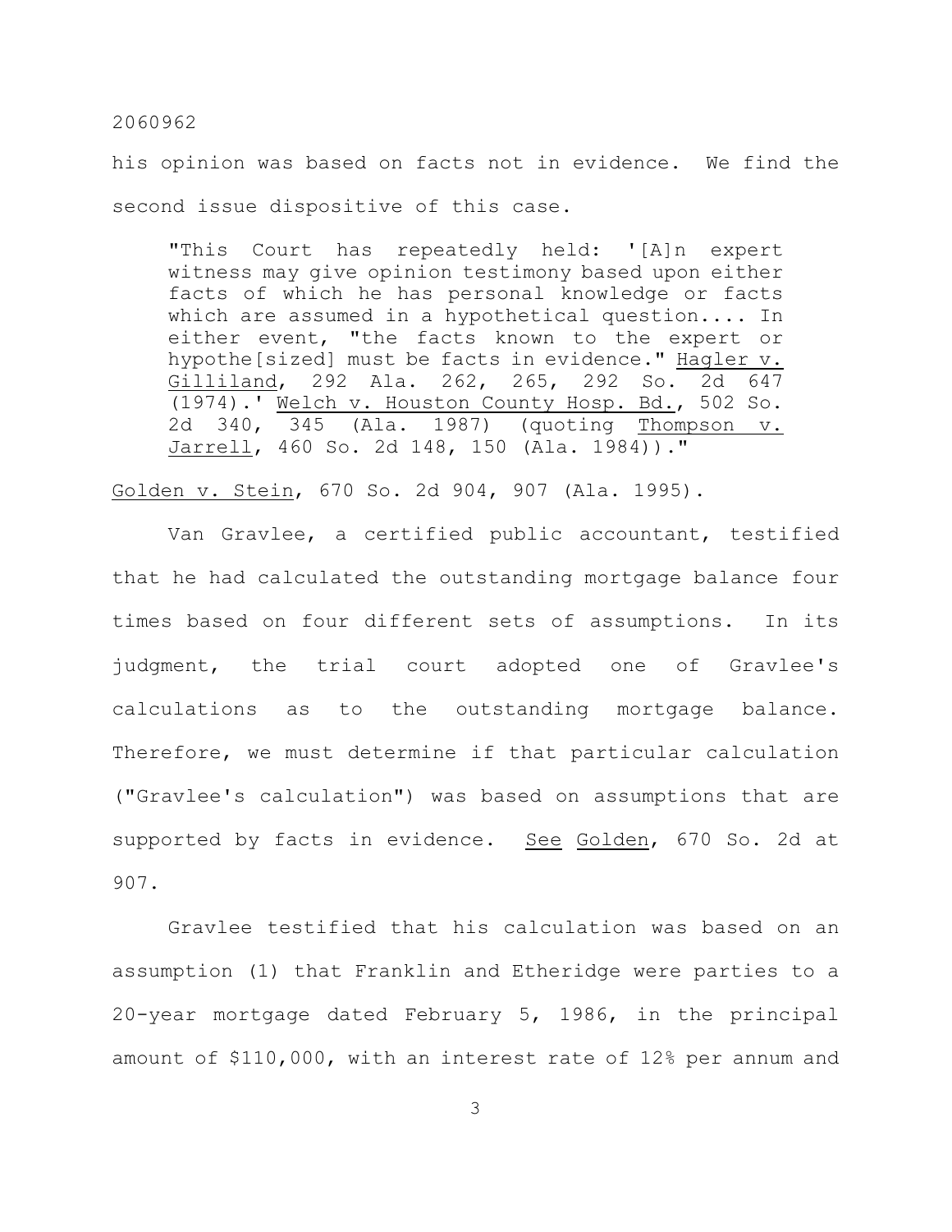his opinion was based on facts not in evidence. We find the second issue dispositive of this case.

> "This Court has repeatedly held: '[A]n expert witness may give opinion testimony based upon either facts of which he has personal knowledge or facts which are assumed in a hypothetical question.... In either event, "the facts known to the expert or hypothe[sized] must be facts in evidence." Hagler v. Gilliland, 292 Ala. 262, 265, 292 So. 2d 647 (1974).' Welch v. Houston County Hosp. Bd., 502 So. 2d 340, 345 (Ala. 1987) (quoting Thompson v. Jarrell, 460 So. 2d 148, 150 (Ala. 1984))."

Golden v. Stein, 670 So. 2d 904, 907 (Ala. 1995).

Van Gravlee, a certified public accountant, testified that he had calculated the outstanding mortgage balance four times based on four different sets of assumptions. In its judgment, the trial court adopted one of Gravlee's calculations as to the outstanding mortgage balance. Therefore, we must determine if that particular calculation ("Gravlee's calculation") was based on assumptions that are supported by facts in evidence. See Golden, 670 So. 2d at 907.

Gravlee testified that his calculation was based on an assumption (1) that Franklin and Etheridge were parties to a 20-year mortgage dated February 5, 1986, in the principal amount of $110,000, with an interest rate of 12% per annum and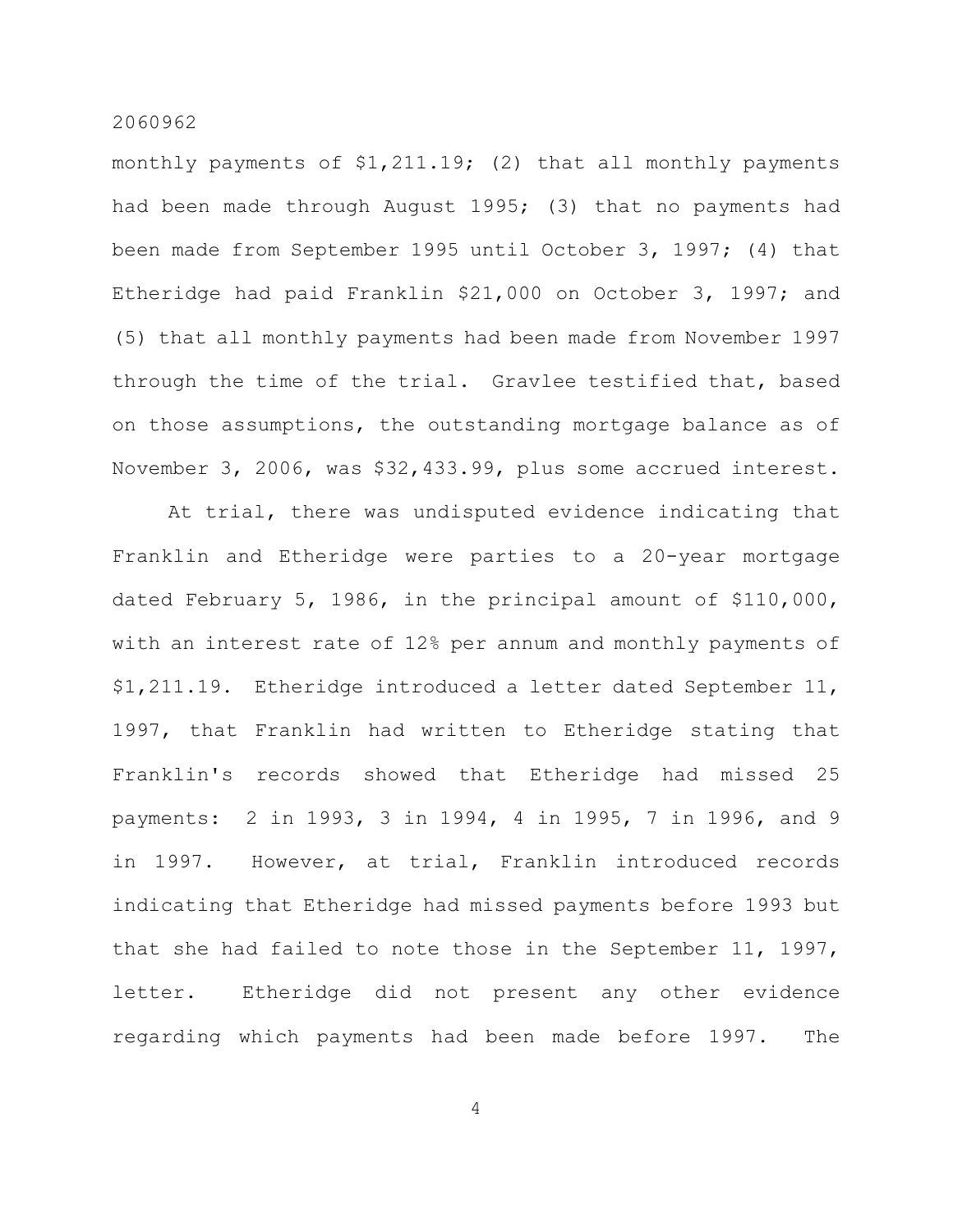monthly payments of $1,211.19; (2) that all monthly payments had been made through August 1995; (3) that no payments had been made from September 1995 until October 3, 1997; (4) that Etheridge had paid Franklin $21,000 on October 3, 1997; and (5) that all monthly payments had been made from November 1997 through the time of the trial. Gravlee testified that, based on those assumptions, the outstanding mortgage balance as of November 3, 2006, was $32,433.99, plus some accrued interest.

At trial, there was undisputed evidence indicating that Franklin and Etheridge were parties to a 20-year mortgage dated February 5, 1986, in the principal amount of $110,000, with an interest rate of 12% per annum and monthly payments of $1,211.19. Etheridge introduced a letter dated September 11, 1997, that Franklin had written to Etheridge stating that Franklin's records showed that Etheridge had missed 25 payments: 2 in 1993, 3 in 1994, 4 in 1995, 7 in 1996, and 9 in 1997. However, at trial, Franklin introduced records indicating that Etheridge had missed payments before 1993 but that she had failed to note those in the September 11, 1997, letter. Etheridge did not present any other evidence regarding which payments had been made before 1997. The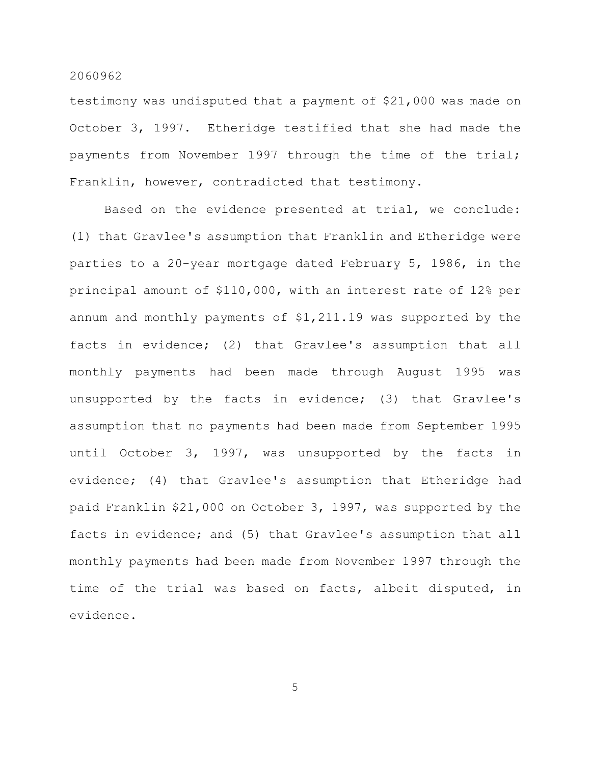testimony was undisputed that a payment of $21,000 was made on October 3, 1997. Etheridge testified that she had made the payments from November 1997 through the time of the trial; Franklin, however, contradicted that testimony.

Based on the evidence presented at trial, we conclude: (1) that Gravlee's assumption that Franklin and Etheridge were parties to a 20-year mortgage dated February 5, 1986, in the principal amount of $110,000, with an interest rate of 12% per annum and monthly payments of $1,211.19 was supported by the facts in evidence; (2) that Gravlee's assumption that all monthly payments had been made through August 1995 was unsupported by the facts in evidence; (3) that Gravlee's assumption that no payments had been made from September 1995 until October 3, 1997, was unsupported by the facts in evidence; (4) that Gravlee's assumption that Etheridge had paid Franklin $21,000 on October 3, 1997, was supported by the facts in evidence; and (5) that Gravlee's assumption that all monthly payments had been made from November 1997 through the time of the trial was based on facts, albeit disputed, in evidence.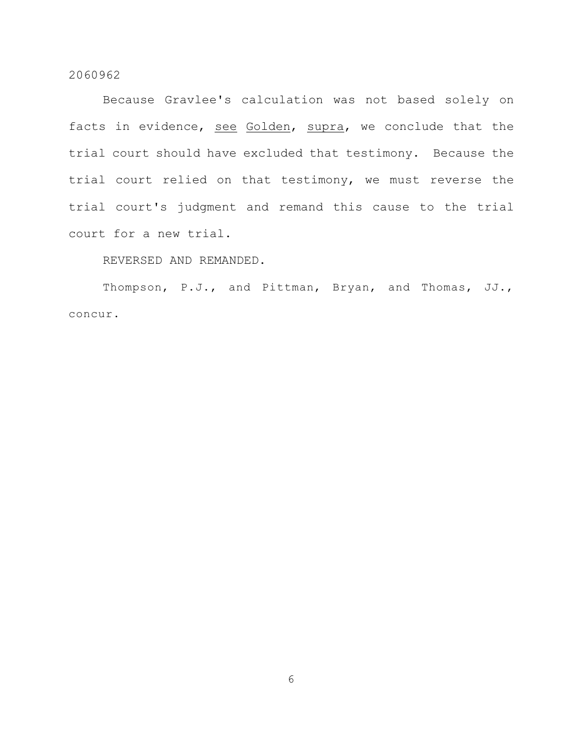Because Gravlee's calculation was not based solely on facts in evidence, _see_ _Golden_, _supra_, we conclude that the trial court should have excluded that testimony. Because the trial court relied on that testimony, we must reverse the trial court's judgment and remand this cause to the trial court for a new trial.

REVERSED AND REMANDED.

Thompson, P.J., and Pittman, Bryan, and Thomas, JJ., concur.